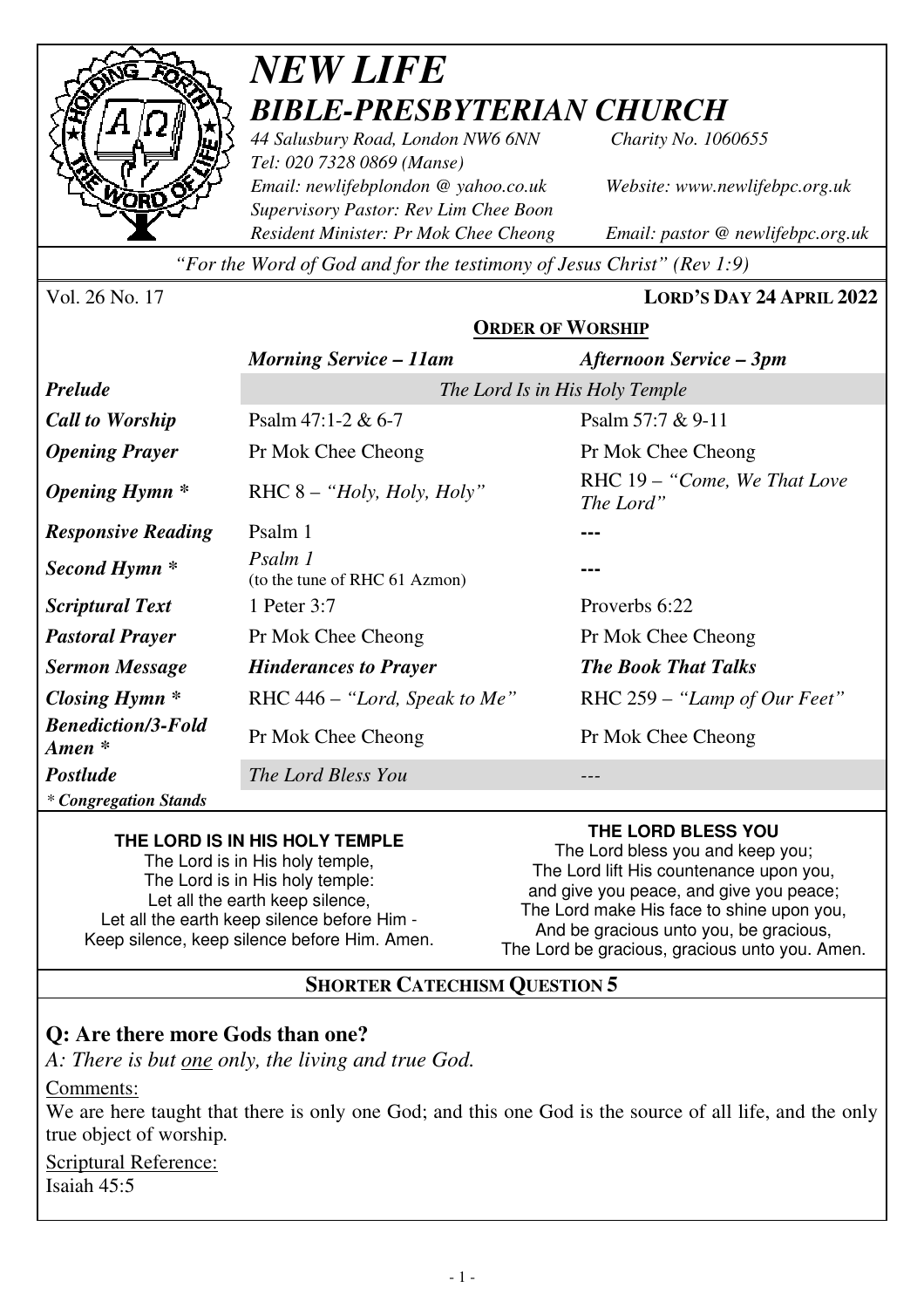# *NEW LIFE*
## *BIBLE-PRESBYTERIAN CHURCH*

*44 Salusbury Road, London NW6 6NN* *Charity No. 1060655*
*Tel: 020 7328 0869 (Manse)*
*Email: newlifebplondon @ yahoo.co.uk* *Website: www.newlifebpc.org.uk*
*Supervisory Pastor: Rev Lim Chee Boon*
*Resident Minister: Pr Mok Chee Cheong* *Email: pastor @ newlifebpc.org.uk*

*"For the Word of God and for the testimony of Jesus Christ" (Rev 1:9)*

Vol. 26 No. 17 **LORD'S DAY 24 APRIL 2022**

**ORDER OF WORSHIP**

| | *Morning Service – 11am* | *Afternoon Service – 3pm* |
|---|---|---|
| ***Prelude*** | *The Lord Is in His Holy Temple* | |
| ***Call to Worship*** | Psalm 47:1-2 & 6-7 | Psalm 57:7 & 9-11 |
| ***Opening Prayer*** | Pr Mok Chee Cheong | Pr Mok Chee Cheong |
| ***Opening Hymn **** | RHC 8 – *"Holy, Holy, Holy"* | RHC 19 – *"Come, We That Love The Lord"* |
| ***Responsive Reading*** | Psalm 1 | --- |
| ***Second Hymn **** | *Psalm 1* (to the tune of RHC 61 Azmon) | --- |
| ***Scriptural Text*** | 1 Peter 3:7 | Proverbs 6:22 |
| ***Pastoral Prayer*** | Pr Mok Chee Cheong | Pr Mok Chee Cheong |
| ***Sermon Message*** | ***Hinderances to Prayer*** | ***The Book That Talks*** |
| ***Closing Hymn **** | RHC 446 – *"Lord, Speak to Me"* | RHC 259 – *"Lamp of Our Feet"* |
| ***Benediction/3-Fold Amen **** | Pr Mok Chee Cheong | Pr Mok Chee Cheong |
| ***Postlude*** | *The Lord Bless You* | --- |

*\* Congregation Stands*

**THE LORD IS IN HIS HOLY TEMPLE**
The Lord is in His holy temple,
The Lord is in His holy temple:
Let all the earth keep silence,
Let all the earth keep silence before Him -
Keep silence, keep silence before Him. Amen.

**THE LORD BLESS YOU**
The Lord bless you and keep you;
The Lord lift His countenance upon you,
and give you peace, and give you peace;
The Lord make His face to shine upon you,
And be gracious unto you, be gracious,
The Lord be gracious, gracious unto you. Amen.

## SHORTER CATECHISM QUESTION 5

**Q: Are there more Gods than one?**

*A: There is but one only, the living and true God.*

Comments:

We are here taught that there is only one God; and this one God is the source of all life, and the only true object of worship.

Scriptural Reference:

Isaiah 45:5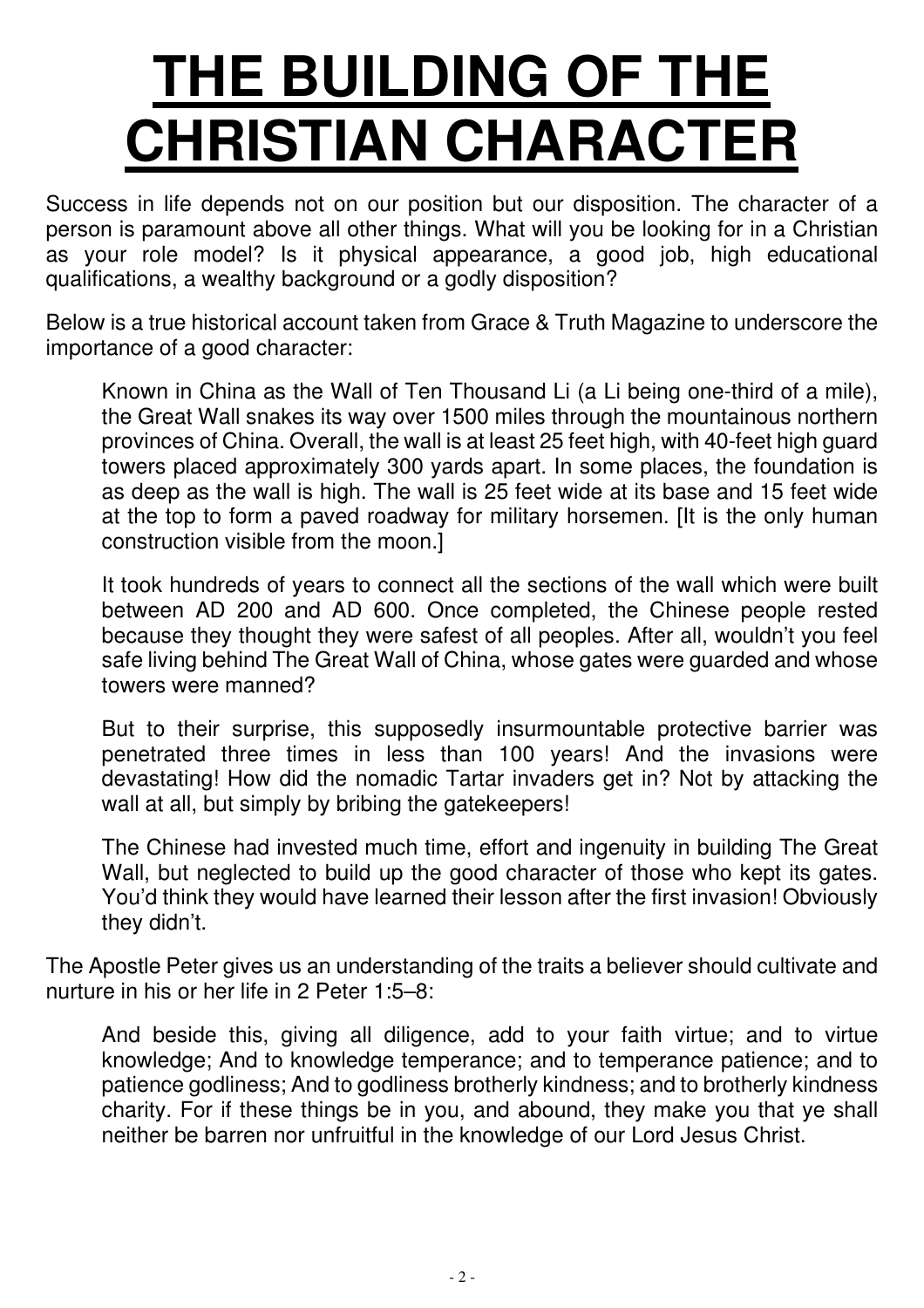# THE BUILDING OF THE CHRISTIAN CHARACTER

Success in life depends not on our position but our disposition. The character of a person is paramount above all other things. What will you be looking for in a Christian as your role model? Is it physical appearance, a good job, high educational qualifications, a wealthy background or a godly disposition?

Below is a true historical account taken from Grace & Truth Magazine to underscore the importance of a good character:

> Known in China as the Wall of Ten Thousand Li (a Li being one-third of a mile), the Great Wall snakes its way over 1500 miles through the mountainous northern provinces of China. Overall, the wall is at least 25 feet high, with 40-feet high guard towers placed approximately 300 yards apart. In some places, the foundation is as deep as the wall is high. The wall is 25 feet wide at its base and 15 feet wide at the top to form a paved roadway for military horsemen. [It is the only human construction visible from the moon.]
>
> It took hundreds of years to connect all the sections of the wall which were built between AD 200 and AD 600. Once completed, the Chinese people rested because they thought they were safest of all peoples. After all, wouldn't you feel safe living behind The Great Wall of China, whose gates were guarded and whose towers were manned?
>
> But to their surprise, this supposedly insurmountable protective barrier was penetrated three times in less than 100 years! And the invasions were devastating! How did the nomadic Tartar invaders get in? Not by attacking the wall at all, but simply by bribing the gatekeepers!
>
> The Chinese had invested much time, effort and ingenuity in building The Great Wall, but neglected to build up the good character of those who kept its gates. You'd think they would have learned their lesson after the first invasion! Obviously they didn't.

The Apostle Peter gives us an understanding of the traits a believer should cultivate and nurture in his or her life in 2 Peter 1:5–8:

> And beside this, giving all diligence, add to your faith virtue; and to virtue knowledge; And to knowledge temperance; and to temperance patience; and to patience godliness; And to godliness brotherly kindness; and to brotherly kindness charity. For if these things be in you, and abound, they make you that ye shall neither be barren nor unfruitful in the knowledge of our Lord Jesus Christ.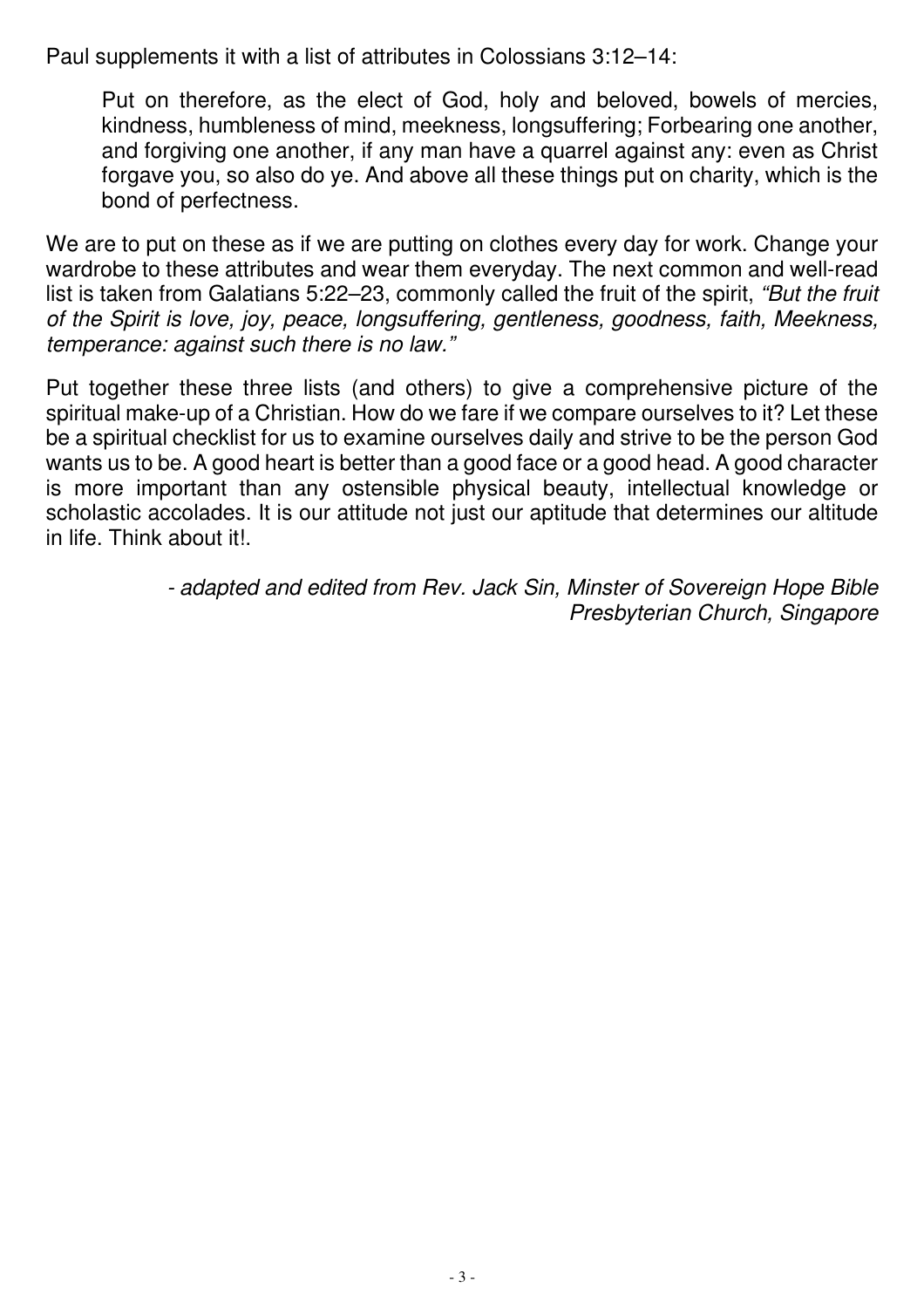Paul supplements it with a list of attributes in Colossians 3:12–14:

> Put on therefore, as the elect of God, holy and beloved, bowels of mercies, kindness, humbleness of mind, meekness, longsuffering; Forbearing one another, and forgiving one another, if any man have a quarrel against any: even as Christ forgave you, so also do ye. And above all these things put on charity, which is the bond of perfectness.

We are to put on these as if we are putting on clothes every day for work. Change your wardrobe to these attributes and wear them everyday. The next common and well-read list is taken from Galatians 5:22–23, commonly called the fruit of the spirit, *"But the fruit of the Spirit is love, joy, peace, longsuffering, gentleness, goodness, faith, Meekness, temperance: against such there is no law."*

Put together these three lists (and others) to give a comprehensive picture of the spiritual make-up of a Christian. How do we fare if we compare ourselves to it? Let these be a spiritual checklist for us to examine ourselves daily and strive to be the person God wants us to be. A good heart is better than a good face or a good head. A good character is more important than any ostensible physical beauty, intellectual knowledge or scholastic accolades. It is our attitude not just our aptitude that determines our altitude in life. Think about it!.

*- adapted and edited from Rev. Jack Sin, Minster of Sovereign Hope Bible Presbyterian Church, Singapore*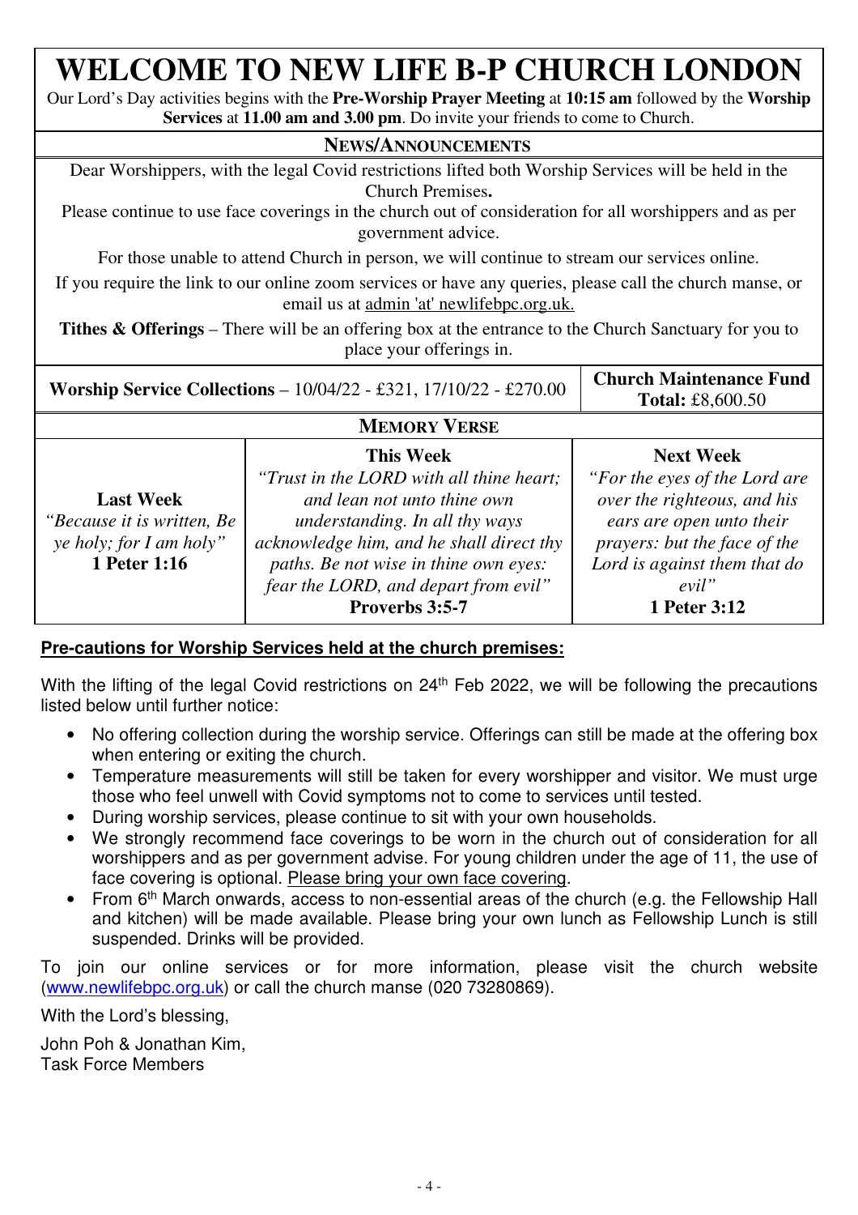# WELCOME TO NEW LIFE B-P CHURCH LONDON

Our Lord's Day activities begins with the **Pre-Worship Prayer Meeting** at **10:15 am** followed by the **Worship Services** at **11.00 am and 3.00 pm**. Do invite your friends to come to Church.

## NEWS/ANNOUNCEMENTS

Dear Worshippers, with the legal Covid restrictions lifted both Worship Services will be held in the Church Premises**.**

Please continue to use face coverings in the church out of consideration for all worshippers and as per government advice.

For those unable to attend Church in person, we will continue to stream our services online.

If you require the link to our online zoom services or have any queries, please call the church manse, or email us at admin 'at' newlifebpc.org.uk.

**Tithes & Offerings** – There will be an offering box at the entrance to the Church Sanctuary for you to place your offerings in.

| | |
|---|---|
| **Worship Service Collections** – 10/04/22 - £321, 17/10/22 - £270.00 | **Church Maintenance Fund Total:** £8,600.50 |

## MEMORY VERSE

| Last Week | This Week | Next Week |
|---|---|---|
| *"Because it is written, Be ye holy; for I am holy"* **1 Peter 1:16** | *"Trust in the LORD with all thine heart; and lean not unto thine own understanding. In all thy ways acknowledge him, and he shall direct thy paths. Be not wise in thine own eyes: fear the LORD, and depart from evil"* **Proverbs 3:5-7** | *"For the eyes of the Lord are over the righteous, and his ears are open unto their prayers: but the face of the Lord is against them that do evil"* **1 Peter 3:12** |

**Pre-cautions for Worship Services held at the church premises:**

With the lifting of the legal Covid restrictions on 24th Feb 2022, we will be following the precautions listed below until further notice:

- No offering collection during the worship service. Offerings can still be made at the offering box when entering or exiting the church.
- Temperature measurements will still be taken for every worshipper and visitor. We must urge those who feel unwell with Covid symptoms not to come to services until tested.
- During worship services, please continue to sit with your own households.
- We strongly recommend face coverings to be worn in the church out of consideration for all worshippers and as per government advise. For young children under the age of 11, the use of face covering is optional. Please bring your own face covering.
- From 6th March onwards, access to non-essential areas of the church (e.g. the Fellowship Hall and kitchen) will be made available. Please bring your own lunch as Fellowship Lunch is still suspended. Drinks will be provided.

To join our online services or for more information, please visit the church website (www.newlifebpc.org.uk) or call the church manse (020 73280869).

With the Lord's blessing,

John Poh & Jonathan Kim,
Task Force Members